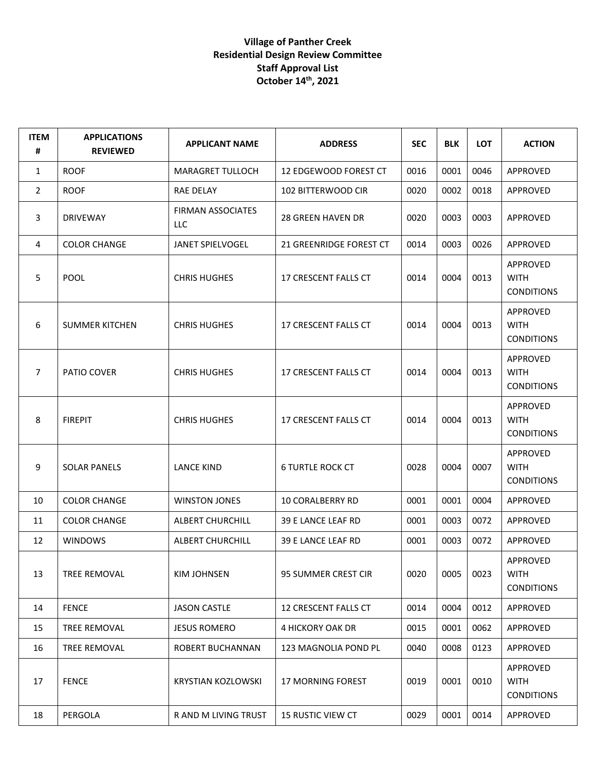**Village of Panther Creek**
**Residential Design Review Committee**
**Staff Approval List**
**October 14th, 2021**

| ITEM # | APPLICATIONS REVIEWED | APPLICANT NAME | ADDRESS | SEC | BLK | LOT | ACTION |
|---|---|---|---|---|---|---|---|
| 1 | ROOF | MARAGRET TULLOCH | 12 EDGEWOOD FOREST CT | 0016 | 0001 | 0046 | APPROVED |
| 2 | ROOF | RAE DELAY | 102 BITTERWOOD CIR | 0020 | 0002 | 0018 | APPROVED |
| 3 | DRIVEWAY | FIRMAN ASSOCIATES LLC | 28 GREEN HAVEN DR | 0020 | 0003 | 0003 | APPROVED |
| 4 | COLOR CHANGE | JANET SPIELVOGEL | 21 GREENRIDGE FOREST CT | 0014 | 0003 | 0026 | APPROVED |
| 5 | POOL | CHRIS HUGHES | 17 CRESCENT FALLS CT | 0014 | 0004 | 0013 | APPROVED WITH CONDITIONS |
| 6 | SUMMER KITCHEN | CHRIS HUGHES | 17 CRESCENT FALLS CT | 0014 | 0004 | 0013 | APPROVED WITH CONDITIONS |
| 7 | PATIO COVER | CHRIS HUGHES | 17 CRESCENT FALLS CT | 0014 | 0004 | 0013 | APPROVED WITH CONDITIONS |
| 8 | FIREPIT | CHRIS HUGHES | 17 CRESCENT FALLS CT | 0014 | 0004 | 0013 | APPROVED WITH CONDITIONS |
| 9 | SOLAR PANELS | LANCE KIND | 6 TURTLE ROCK CT | 0028 | 0004 | 0007 | APPROVED WITH CONDITIONS |
| 10 | COLOR CHANGE | WINSTON JONES | 10 CORALBERRY RD | 0001 | 0001 | 0004 | APPROVED |
| 11 | COLOR CHANGE | ALBERT CHURCHILL | 39 E LANCE LEAF RD | 0001 | 0003 | 0072 | APPROVED |
| 12 | WINDOWS | ALBERT CHURCHILL | 39 E LANCE LEAF RD | 0001 | 0003 | 0072 | APPROVED |
| 13 | TREE REMOVAL | KIM JOHNSEN | 95 SUMMER CREST CIR | 0020 | 0005 | 0023 | APPROVED WITH CONDITIONS |
| 14 | FENCE | JASON CASTLE | 12 CRESCENT FALLS CT | 0014 | 0004 | 0012 | APPROVED |
| 15 | TREE REMOVAL | JESUS ROMERO | 4 HICKORY OAK DR | 0015 | 0001 | 0062 | APPROVED |
| 16 | TREE REMOVAL | ROBERT BUCHANNAN | 123 MAGNOLIA POND PL | 0040 | 0008 | 0123 | APPROVED |
| 17 | FENCE | KRYSTIAN KOZLOWSKI | 17 MORNING FOREST | 0019 | 0001 | 0010 | APPROVED WITH CONDITIONS |
| 18 | PERGOLA | R AND M LIVING TRUST | 15 RUSTIC VIEW CT | 0029 | 0001 | 0014 | APPROVED |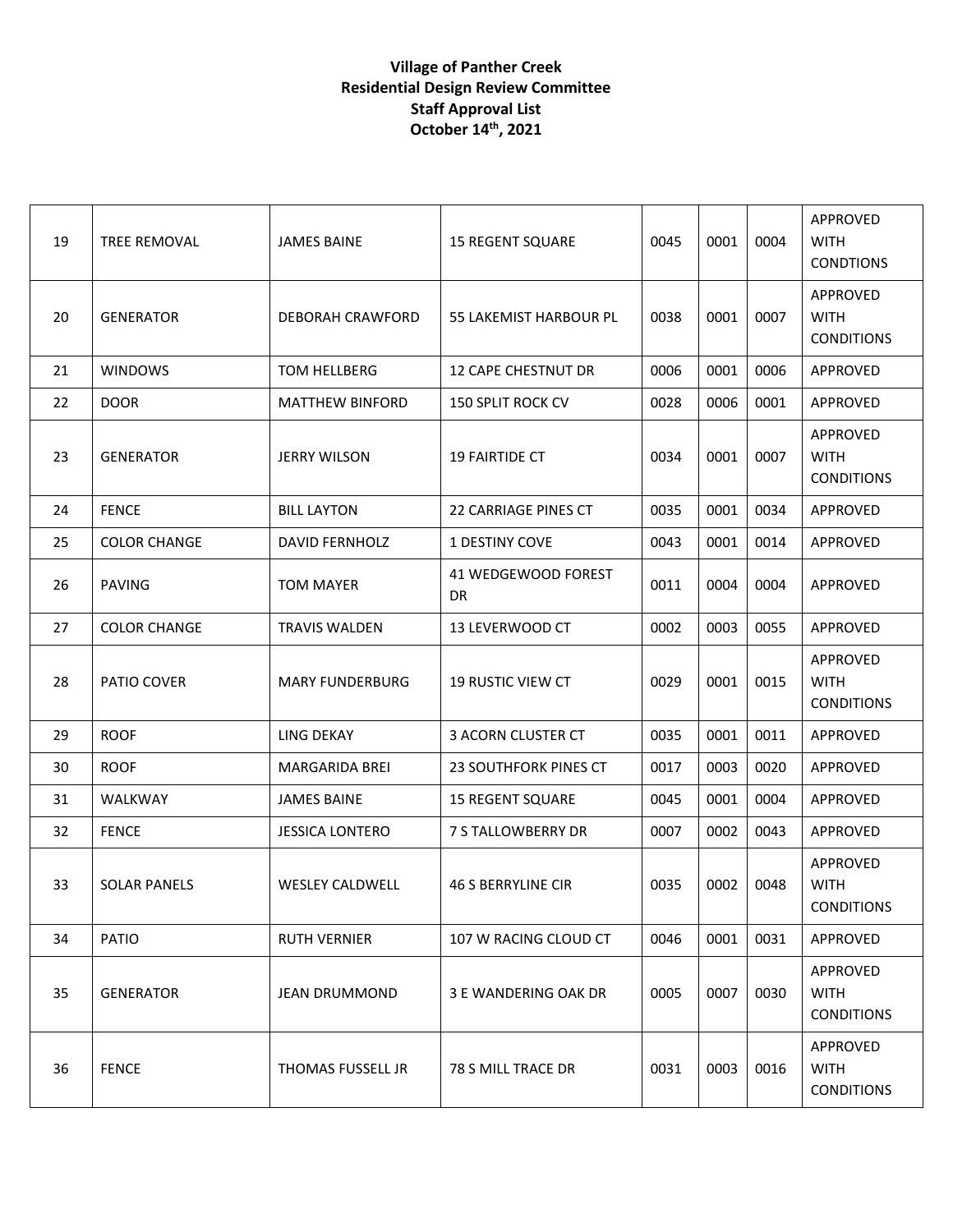**Village of Panther Creek**
**Residential Design Review Committee**
**Staff Approval List**
**October 14th, 2021**

| | | | | | | | |
|---|---|---|---|---|---|---|---|
| 19 | TREE REMOVAL | JAMES BAINE | 15 REGENT SQUARE | 0045 | 0001 | 0004 | APPROVED WITH CONDTIONS |
| 20 | GENERATOR | DEBORAH CRAWFORD | 55 LAKEMIST HARBOUR PL | 0038 | 0001 | 0007 | APPROVED WITH CONDITIONS |
| 21 | WINDOWS | TOM HELLBERG | 12 CAPE CHESTNUT DR | 0006 | 0001 | 0006 | APPROVED |
| 22 | DOOR | MATTHEW BINFORD | 150 SPLIT ROCK CV | 0028 | 0006 | 0001 | APPROVED |
| 23 | GENERATOR | JERRY WILSON | 19 FAIRTIDE CT | 0034 | 0001 | 0007 | APPROVED WITH CONDITIONS |
| 24 | FENCE | BILL LAYTON | 22 CARRIAGE PINES CT | 0035 | 0001 | 0034 | APPROVED |
| 25 | COLOR CHANGE | DAVID FERNHOLZ | 1 DESTINY COVE | 0043 | 0001 | 0014 | APPROVED |
| 26 | PAVING | TOM MAYER | 41 WEDGEWOOD FOREST DR | 0011 | 0004 | 0004 | APPROVED |
| 27 | COLOR CHANGE | TRAVIS WALDEN | 13 LEVERWOOD CT | 0002 | 0003 | 0055 | APPROVED |
| 28 | PATIO COVER | MARY FUNDERBURG | 19 RUSTIC VIEW CT | 0029 | 0001 | 0015 | APPROVED WITH CONDITIONS |
| 29 | ROOF | LING DEKAY | 3 ACORN CLUSTER CT | 0035 | 0001 | 0011 | APPROVED |
| 30 | ROOF | MARGARIDA BREI | 23 SOUTHFORK PINES CT | 0017 | 0003 | 0020 | APPROVED |
| 31 | WALKWAY | JAMES BAINE | 15 REGENT SQUARE | 0045 | 0001 | 0004 | APPROVED |
| 32 | FENCE | JESSICA LONTERO | 7 S TALLOWBERRY DR | 0007 | 0002 | 0043 | APPROVED |
| 33 | SOLAR PANELS | WESLEY CALDWELL | 46 S BERRYLINE CIR | 0035 | 0002 | 0048 | APPROVED WITH CONDITIONS |
| 34 | PATIO | RUTH VERNIER | 107 W RACING CLOUD CT | 0046 | 0001 | 0031 | APPROVED |
| 35 | GENERATOR | JEAN DRUMMOND | 3 E WANDERING OAK DR | 0005 | 0007 | 0030 | APPROVED WITH CONDITIONS |
| 36 | FENCE | THOMAS FUSSELL JR | 78 S MILL TRACE DR | 0031 | 0003 | 0016 | APPROVED WITH CONDITIONS |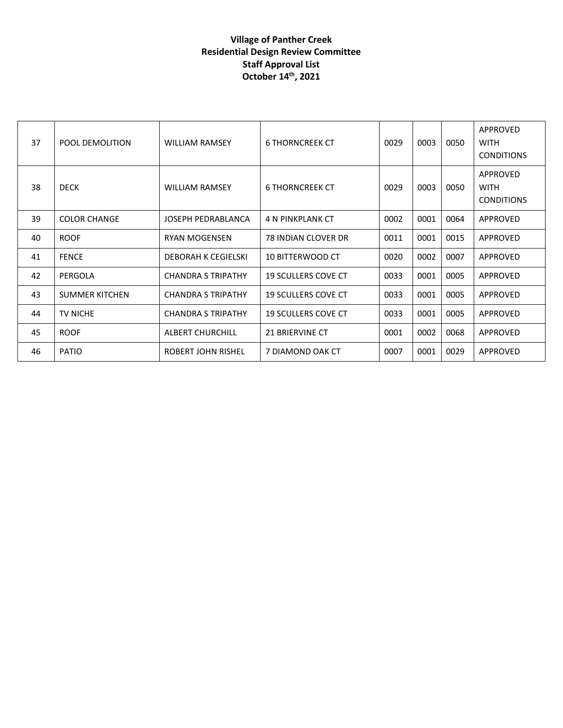**Village of Panther Creek**
**Residential Design Review Committee**
**Staff Approval List**
**October 14th, 2021**

| | | | | | | | |
|---|---|---|---|---|---|---|---|
| 37 | POOL DEMOLITION | WILLIAM RAMSEY | 6 THORNCREEK CT | 0029 | 0003 | 0050 | APPROVED WITH CONDITIONS |
| 38 | DECK | WILLIAM RAMSEY | 6 THORNCREEK CT | 0029 | 0003 | 0050 | APPROVED WITH CONDITIONS |
| 39 | COLOR CHANGE | JOSEPH PEDRABLANCA | 4 N PINKPLANK CT | 0002 | 0001 | 0064 | APPROVED |
| 40 | ROOF | RYAN MOGENSEN | 78 INDIAN CLOVER DR | 0011 | 0001 | 0015 | APPROVED |
| 41 | FENCE | DEBORAH K CEGIELSKI | 10 BITTERWOOD CT | 0020 | 0002 | 0007 | APPROVED |
| 42 | PERGOLA | CHANDRA S TRIPATHY | 19 SCULLERS COVE CT | 0033 | 0001 | 0005 | APPROVED |
| 43 | SUMMER KITCHEN | CHANDRA S TRIPATHY | 19 SCULLERS COVE CT | 0033 | 0001 | 0005 | APPROVED |
| 44 | TV NICHE | CHANDRA S TRIPATHY | 19 SCULLERS COVE CT | 0033 | 0001 | 0005 | APPROVED |
| 45 | ROOF | ALBERT CHURCHILL | 21 BRIERVINE CT | 0001 | 0002 | 0068 | APPROVED |
| 46 | PATIO | ROBERT JOHN RISHEL | 7 DIAMOND OAK CT | 0007 | 0001 | 0029 | APPROVED |